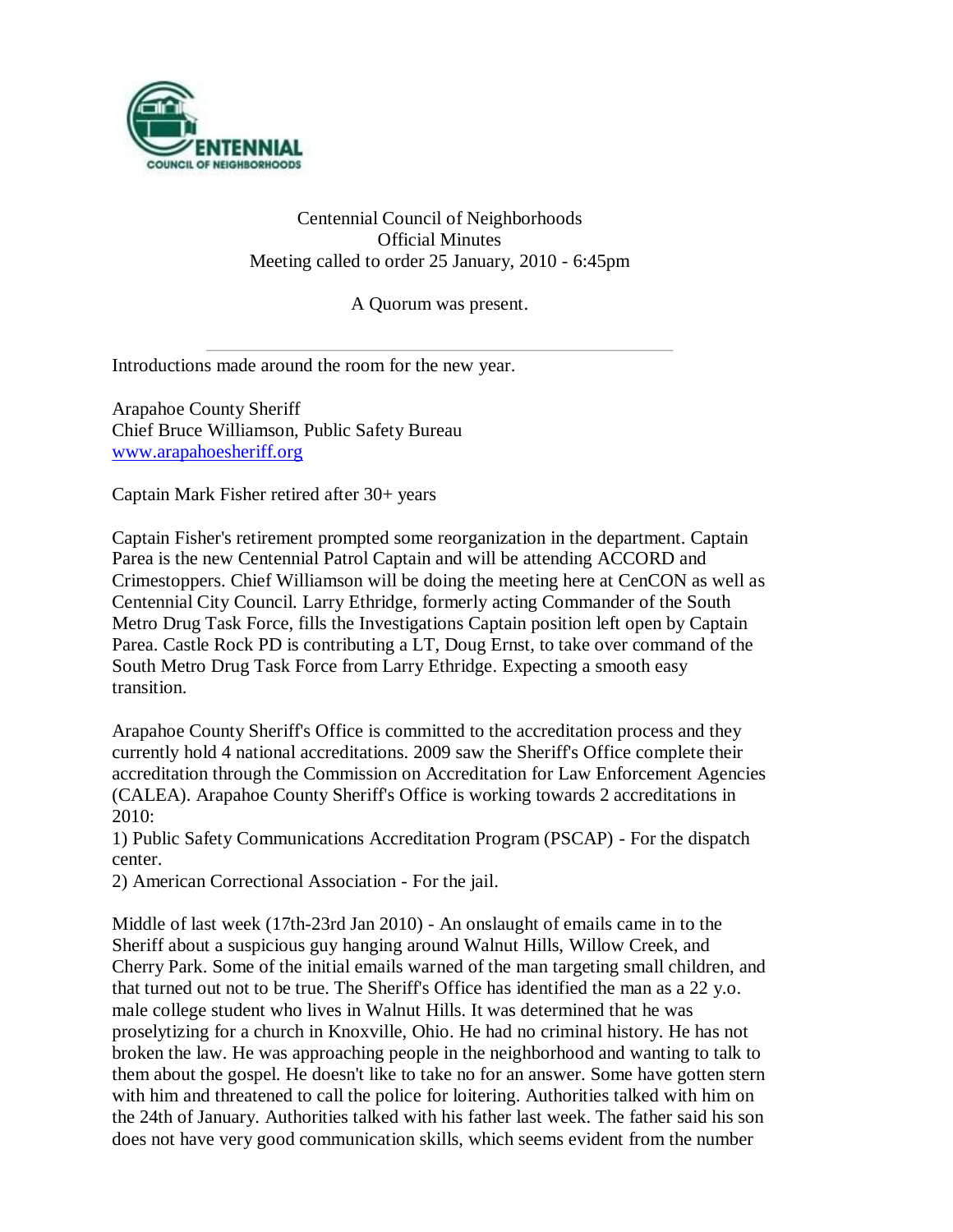Centennial Council of Neighborhoods
Official Minutes
Meeting called to order 25 January, 2010 - 6:45pm

A Quorum was present.

---

Introductions made around the room for the new year.

Arapahoe County Sheriff
Chief Bruce Williamson, Public Safety Bureau
www.arapahoesheriff.org

Captain Mark Fisher retired after 30+ years

Captain Fisher's retirement prompted some reorganization in the department. Captain Parea is the new Centennial Patrol Captain and will be attending ACCORD and Crimestoppers. Chief Williamson will be doing the meeting here at CenCON as well as Centennial City Council. Larry Ethridge, formerly acting Commander of the South Metro Drug Task Force, fills the Investigations Captain position left open by Captain Parea. Castle Rock PD is contributing a LT, Doug Ernst, to take over command of the South Metro Drug Task Force from Larry Ethridge. Expecting a smooth easy transition.

Arapahoe County Sheriff's Office is committed to the accreditation process and they currently hold 4 national accreditations. 2009 saw the Sheriff's Office complete their accreditation through the Commission on Accreditation for Law Enforcement Agencies (CALEA). Arapahoe County Sheriff's Office is working towards 2 accreditations in 2010:
1) Public Safety Communications Accreditation Program (PSCAP) - For the dispatch center.
2) American Correctional Association - For the jail.

Middle of last week (17th-23rd Jan 2010) - An onslaught of emails came in to the Sheriff about a suspicious guy hanging around Walnut Hills, Willow Creek, and Cherry Park. Some of the initial emails warned of the man targeting small children, and that turned out not to be true. The Sheriff's Office has identified the man as a 22 y.o. male college student who lives in Walnut Hills. It was determined that he was proselytizing for a church in Knoxville, Ohio. He had no criminal history. He has not broken the law. He was approaching people in the neighborhood and wanting to talk to them about the gospel. He doesn't like to take no for an answer. Some have gotten stern with him and threatened to call the police for loitering. Authorities talked with him on the 24th of January. Authorities talked with his father last week. The father said his son does not have very good communication skills, which seems evident from the number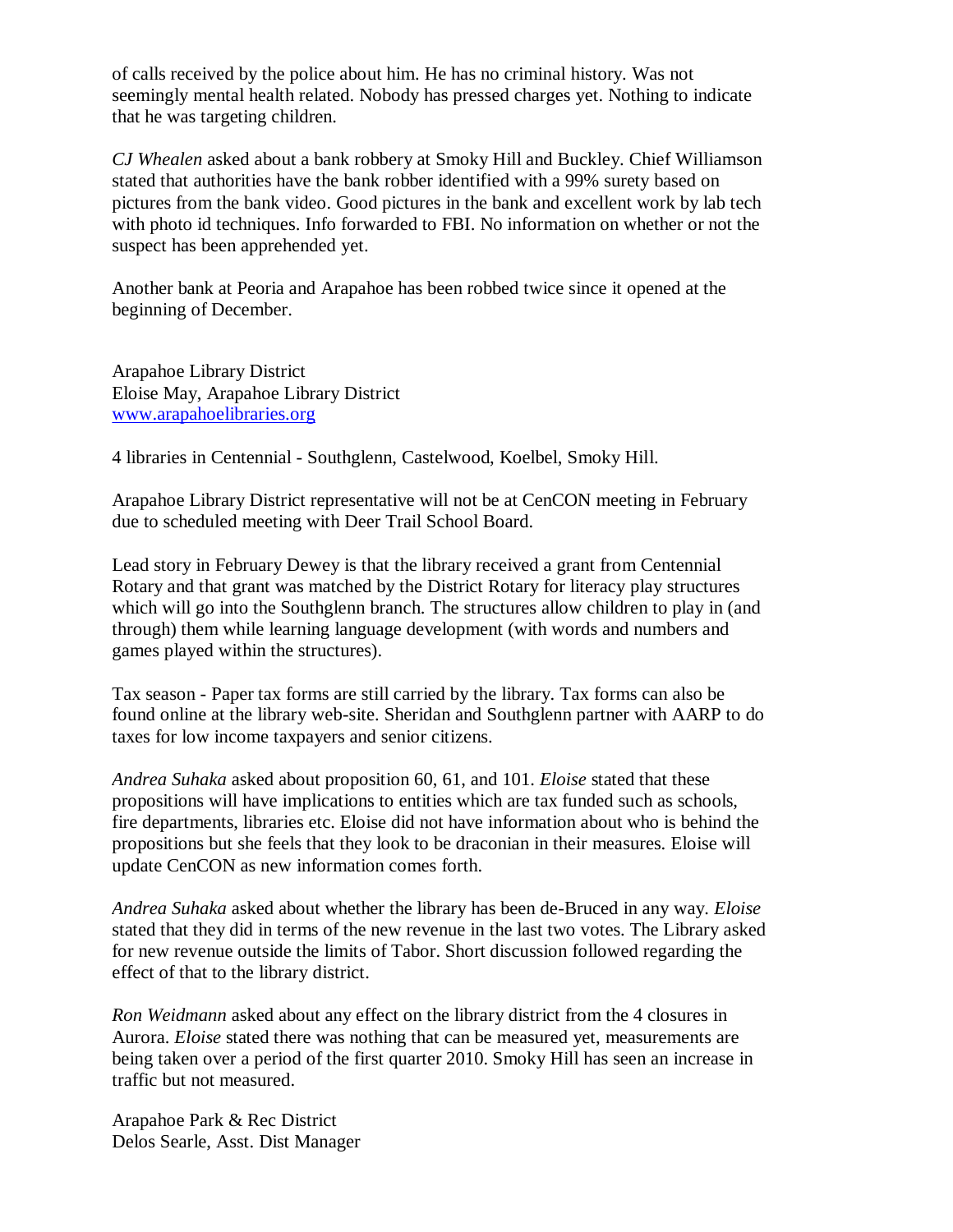of calls received by the police about him. He has no criminal history. Was not seemingly mental health related. Nobody has pressed charges yet. Nothing to indicate that he was targeting children.

*CJ Whealen* asked about a bank robbery at Smoky Hill and Buckley. Chief Williamson stated that authorities have the bank robber identified with a 99% surety based on pictures from the bank video. Good pictures in the bank and excellent work by lab tech with photo id techniques. Info forwarded to FBI. No information on whether or not the suspect has been apprehended yet.

Another bank at Peoria and Arapahoe has been robbed twice since it opened at the beginning of December.

Arapahoe Library District
Eloise May, Arapahoe Library District
[www.arapahoelibraries.org](http://www.arapahoelibraries.org)

4 libraries in Centennial - Southglenn, Castelwood, Koelbel, Smoky Hill.

Arapahoe Library District representative will not be at CenCON meeting in February due to scheduled meeting with Deer Trail School Board.

Lead story in February Dewey is that the library received a grant from Centennial Rotary and that grant was matched by the District Rotary for literacy play structures which will go into the Southglenn branch. The structures allow children to play in (and through) them while learning language development (with words and numbers and games played within the structures).

Tax season - Paper tax forms are still carried by the library. Tax forms can also be found online at the library web-site. Sheridan and Southglenn partner with AARP to do taxes for low income taxpayers and senior citizens.

*Andrea Suhaka* asked about proposition 60, 61, and 101. *Eloise* stated that these propositions will have implications to entities which are tax funded such as schools, fire departments, libraries etc. Eloise did not have information about who is behind the propositions but she feels that they look to be draconian in their measures. Eloise will update CenCON as new information comes forth.

*Andrea Suhaka* asked about whether the library has been de-Bruced in any way. *Eloise* stated that they did in terms of the new revenue in the last two votes. The Library asked for new revenue outside the limits of Tabor. Short discussion followed regarding the effect of that to the library district.

*Ron Weidmann* asked about any effect on the library district from the 4 closures in Aurora. *Eloise* stated there was nothing that can be measured yet, measurements are being taken over a period of the first quarter 2010. Smoky Hill has seen an increase in traffic but not measured.

Arapahoe Park & Rec District
Delos Searle, Asst. Dist Manager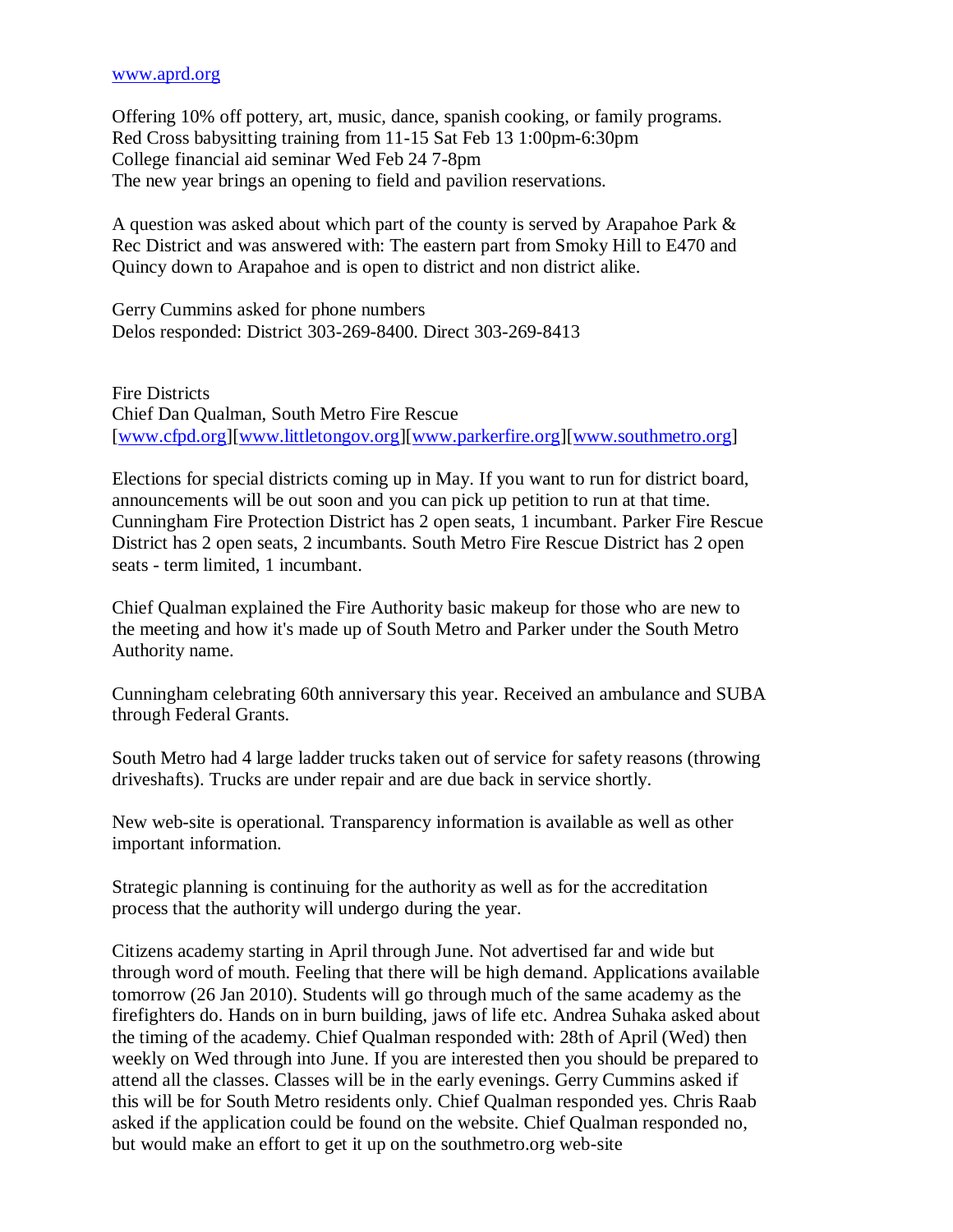www.aprd.org

Offering 10% off pottery, art, music, dance, spanish cooking, or family programs.
Red Cross babysitting training from 11-15 Sat Feb 13 1:00pm-6:30pm
College financial aid seminar Wed Feb 24 7-8pm
The new year brings an opening to field and pavilion reservations.

A question was asked about which part of the county is served by Arapahoe Park & Rec District and was answered with: The eastern part from Smoky Hill to E470 and Quincy down to Arapahoe and is open to district and non district alike.

Gerry Cummins asked for phone numbers
Delos responded: District 303-269-8400. Direct 303-269-8413

Fire Districts
Chief Dan Qualman, South Metro Fire Rescue
[www.cfpd.org][www.littletongov.org][www.parkerfire.org][www.southmetro.org]

Elections for special districts coming up in May. If you want to run for district board, announcements will be out soon and you can pick up petition to run at that time. Cunningham Fire Protection District has 2 open seats, 1 incumbant. Parker Fire Rescue District has 2 open seats, 2 incumbants. South Metro Fire Rescue District has 2 open seats - term limited, 1 incumbant.

Chief Qualman explained the Fire Authority basic makeup for those who are new to the meeting and how it's made up of South Metro and Parker under the South Metro Authority name.

Cunningham celebrating 60th anniversary this year. Received an ambulance and SUBA through Federal Grants.

South Metro had 4 large ladder trucks taken out of service for safety reasons (throwing driveshafts). Trucks are under repair and are due back in service shortly.

New web-site is operational. Transparency information is available as well as other important information.

Strategic planning is continuing for the authority as well as for the accreditation process that the authority will undergo during the year.

Citizens academy starting in April through June. Not advertised far and wide but through word of mouth. Feeling that there will be high demand. Applications available tomorrow (26 Jan 2010). Students will go through much of the same academy as the firefighters do. Hands on in burn building, jaws of life etc. Andrea Suhaka asked about the timing of the academy. Chief Qualman responded with: 28th of April (Wed) then weekly on Wed through into June. If you are interested then you should be prepared to attend all the classes. Classes will be in the early evenings. Gerry Cummins asked if this will be for South Metro residents only. Chief Qualman responded yes. Chris Raab asked if the application could be found on the website. Chief Qualman responded no, but would make an effort to get it up on the southmetro.org web-site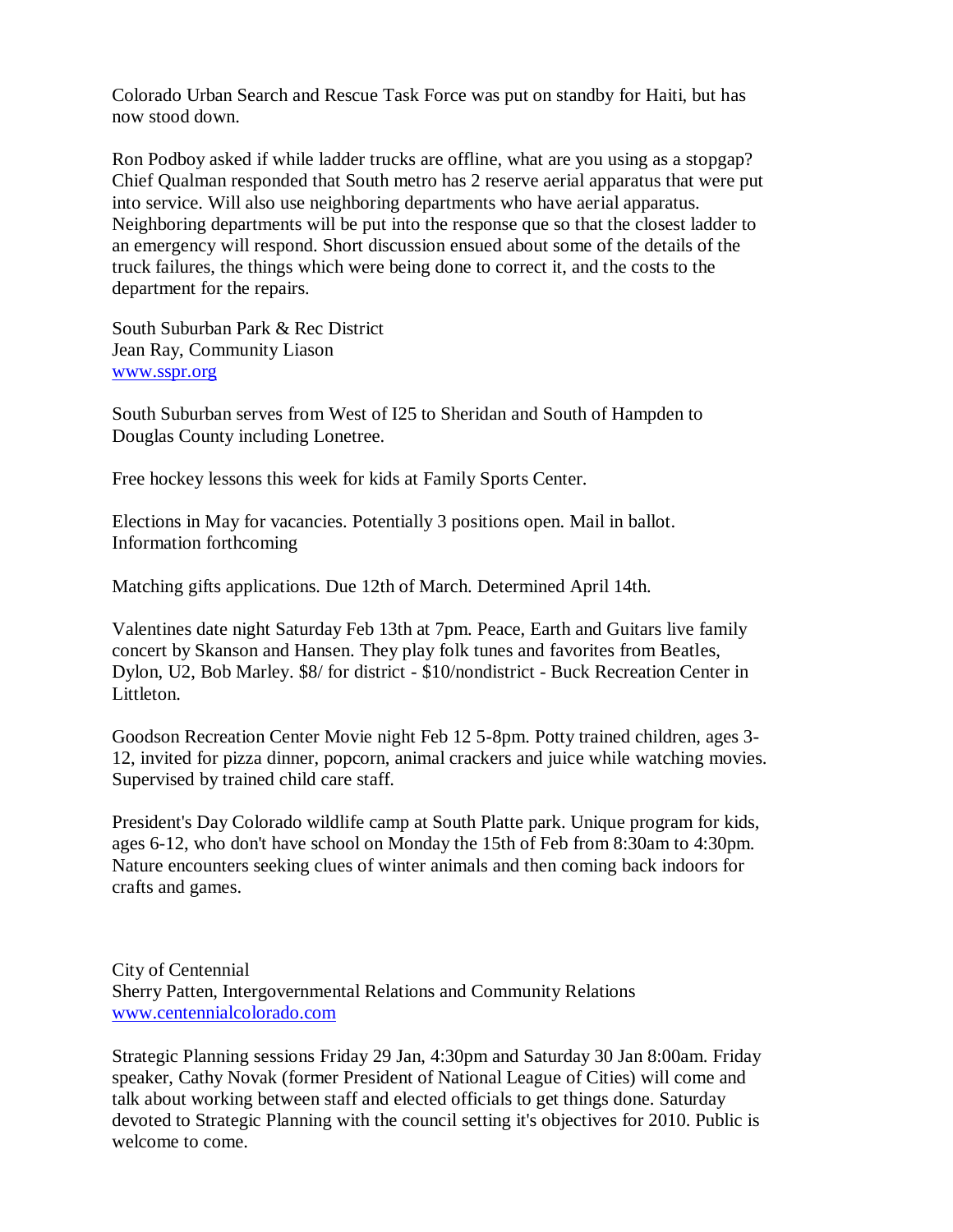Colorado Urban Search and Rescue Task Force was put on standby for Haiti, but has now stood down.

Ron Podboy asked if while ladder trucks are offline, what are you using as a stopgap? Chief Qualman responded that South metro has 2 reserve aerial apparatus that were put into service. Will also use neighboring departments who have aerial apparatus. Neighboring departments will be put into the response que so that the closest ladder to an emergency will respond. Short discussion ensued about some of the details of the truck failures, the things which were being done to correct it, and the costs to the department for the repairs.

South Suburban Park & Rec District
Jean Ray, Community Liason
[www.sspr.org](www.sspr.org)

South Suburban serves from West of I25 to Sheridan and South of Hampden to Douglas County including Lonetree.

Free hockey lessons this week for kids at Family Sports Center.

Elections in May for vacancies. Potentially 3 positions open. Mail in ballot. Information forthcoming

Matching gifts applications. Due 12th of March. Determined April 14th.

Valentines date night Saturday Feb 13th at 7pm. Peace, Earth and Guitars live family concert by Skanson and Hansen. They play folk tunes and favorites from Beatles, Dylon, U2, Bob Marley. $8/ for district - $10/nondistrict - Buck Recreation Center in Littleton.

Goodson Recreation Center Movie night Feb 12 5-8pm. Potty trained children, ages 3-12, invited for pizza dinner, popcorn, animal crackers and juice while watching movies. Supervised by trained child care staff.

President's Day Colorado wildlife camp at South Platte park. Unique program for kids, ages 6-12, who don't have school on Monday the 15th of Feb from 8:30am to 4:30pm. Nature encounters seeking clues of winter animals and then coming back indoors for crafts and games.

City of Centennial
Sherry Patten, Intergovernmental Relations and Community Relations
[www.centennialcolorado.com](www.centennialcolorado.com)

Strategic Planning sessions Friday 29 Jan, 4:30pm and Saturday 30 Jan 8:00am. Friday speaker, Cathy Novak (former President of National League of Cities) will come and talk about working between staff and elected officials to get things done. Saturday devoted to Strategic Planning with the council setting it's objectives for 2010. Public is welcome to come.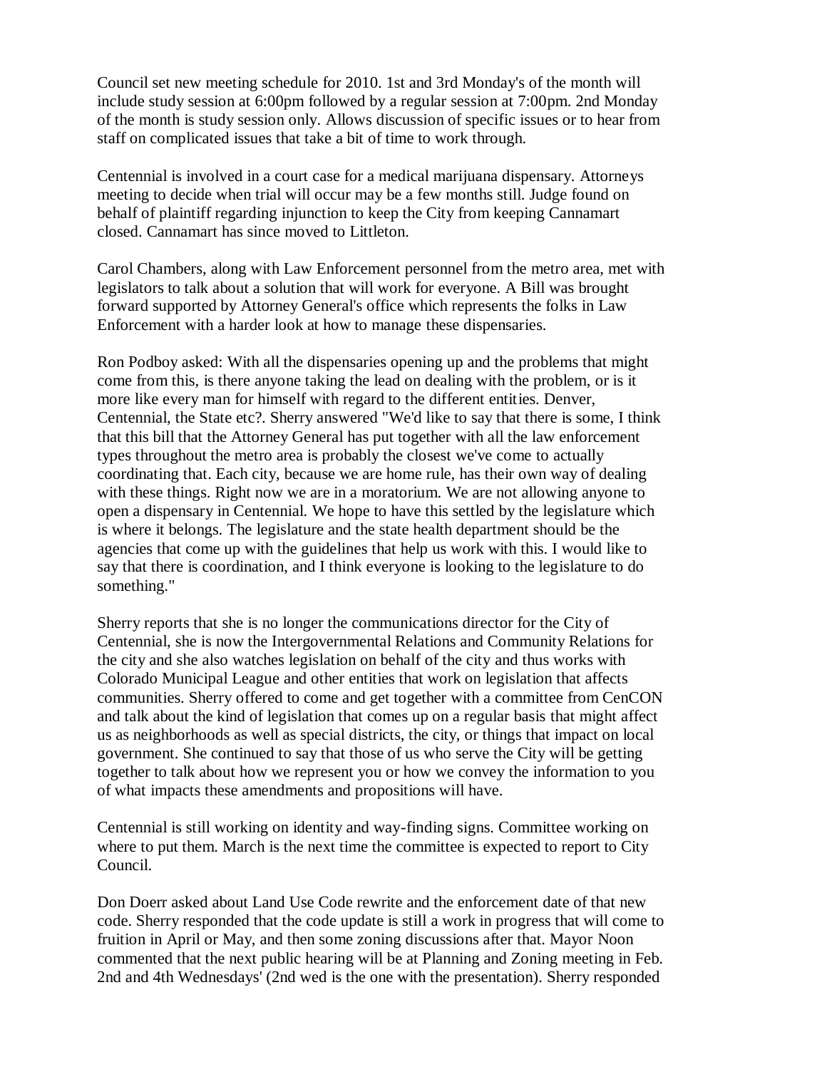Council set new meeting schedule for 2010. 1st and 3rd Monday's of the month will include study session at 6:00pm followed by a regular session at 7:00pm. 2nd Monday of the month is study session only. Allows discussion of specific issues or to hear from staff on complicated issues that take a bit of time to work through.

Centennial is involved in a court case for a medical marijuana dispensary. Attorneys meeting to decide when trial will occur may be a few months still. Judge found on behalf of plaintiff regarding injunction to keep the City from keeping Cannamart closed. Cannamart has since moved to Littleton.

Carol Chambers, along with Law Enforcement personnel from the metro area, met with legislators to talk about a solution that will work for everyone. A Bill was brought forward supported by Attorney General's office which represents the folks in Law Enforcement with a harder look at how to manage these dispensaries.

Ron Podboy asked: With all the dispensaries opening up and the problems that might come from this, is there anyone taking the lead on dealing with the problem, or is it more like every man for himself with regard to the different entities. Denver, Centennial, the State etc?. Sherry answered "We'd like to say that there is some, I think that this bill that the Attorney General has put together with all the law enforcement types throughout the metro area is probably the closest we've come to actually coordinating that. Each city, because we are home rule, has their own way of dealing with these things. Right now we are in a moratorium. We are not allowing anyone to open a dispensary in Centennial. We hope to have this settled by the legislature which is where it belongs. The legislature and the state health department should be the agencies that come up with the guidelines that help us work with this. I would like to say that there is coordination, and I think everyone is looking to the legislature to do something."

Sherry reports that she is no longer the communications director for the City of Centennial, she is now the Intergovernmental Relations and Community Relations for the city and she also watches legislation on behalf of the city and thus works with Colorado Municipal League and other entities that work on legislation that affects communities. Sherry offered to come and get together with a committee from CenCON and talk about the kind of legislation that comes up on a regular basis that might affect us as neighborhoods as well as special districts, the city, or things that impact on local government. She continued to say that those of us who serve the City will be getting together to talk about how we represent you or how we convey the information to you of what impacts these amendments and propositions will have.

Centennial is still working on identity and way-finding signs. Committee working on where to put them. March is the next time the committee is expected to report to City Council.

Don Doerr asked about Land Use Code rewrite and the enforcement date of that new code. Sherry responded that the code update is still a work in progress that will come to fruition in April or May, and then some zoning discussions after that. Mayor Noon commented that the next public hearing will be at Planning and Zoning meeting in Feb. 2nd and 4th Wednesdays' (2nd wed is the one with the presentation). Sherry responded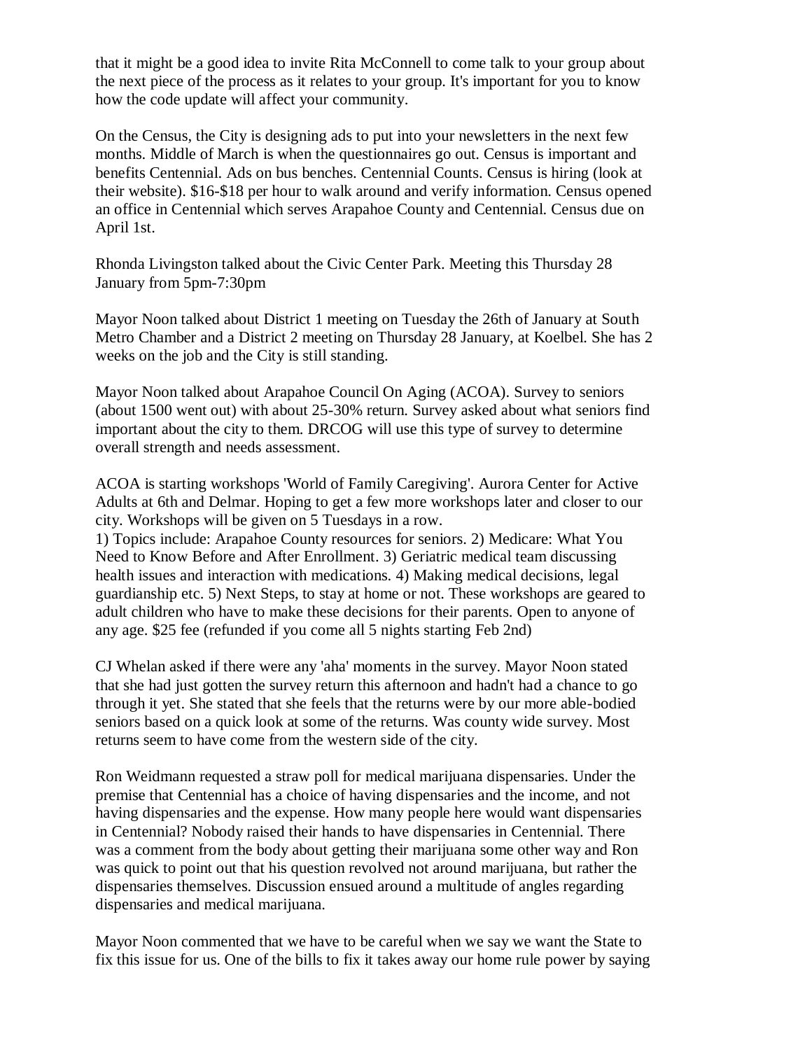that it might be a good idea to invite Rita McConnell to come talk to your group about the next piece of the process as it relates to your group. It's important for you to know how the code update will affect your community.

On the Census, the City is designing ads to put into your newsletters in the next few months. Middle of March is when the questionnaires go out. Census is important and benefits Centennial. Ads on bus benches. Centennial Counts. Census is hiring (look at their website). $16-$18 per hour to walk around and verify information. Census opened an office in Centennial which serves Arapahoe County and Centennial. Census due on April 1st.

Rhonda Livingston talked about the Civic Center Park. Meeting this Thursday 28 January from 5pm-7:30pm

Mayor Noon talked about District 1 meeting on Tuesday the 26th of January at South Metro Chamber and a District 2 meeting on Thursday 28 January, at Koelbel. She has 2 weeks on the job and the City is still standing.

Mayor Noon talked about Arapahoe Council On Aging (ACOA). Survey to seniors (about 1500 went out) with about 25-30% return. Survey asked about what seniors find important about the city to them. DRCOG will use this type of survey to determine overall strength and needs assessment.

ACOA is starting workshops 'World of Family Caregiving'. Aurora Center for Active Adults at 6th and Delmar. Hoping to get a few more workshops later and closer to our city. Workshops will be given on 5 Tuesdays in a row.
1) Topics include: Arapahoe County resources for seniors. 2) Medicare: What You Need to Know Before and After Enrollment. 3) Geriatric medical team discussing health issues and interaction with medications. 4) Making medical decisions, legal guardianship etc. 5) Next Steps, to stay at home or not. These workshops are geared to adult children who have to make these decisions for their parents. Open to anyone of any age. $25 fee (refunded if you come all 5 nights starting Feb 2nd)

CJ Whelan asked if there were any 'aha' moments in the survey. Mayor Noon stated that she had just gotten the survey return this afternoon and hadn't had a chance to go through it yet. She stated that she feels that the returns were by our more able-bodied seniors based on a quick look at some of the returns. Was county wide survey. Most returns seem to have come from the western side of the city.

Ron Weidmann requested a straw poll for medical marijuana dispensaries. Under the premise that Centennial has a choice of having dispensaries and the income, and not having dispensaries and the expense. How many people here would want dispensaries in Centennial? Nobody raised their hands to have dispensaries in Centennial. There was a comment from the body about getting their marijuana some other way and Ron was quick to point out that his question revolved not around marijuana, but rather the dispensaries themselves. Discussion ensued around a multitude of angles regarding dispensaries and medical marijuana.

Mayor Noon commented that we have to be careful when we say we want the State to fix this issue for us. One of the bills to fix it takes away our home rule power by saying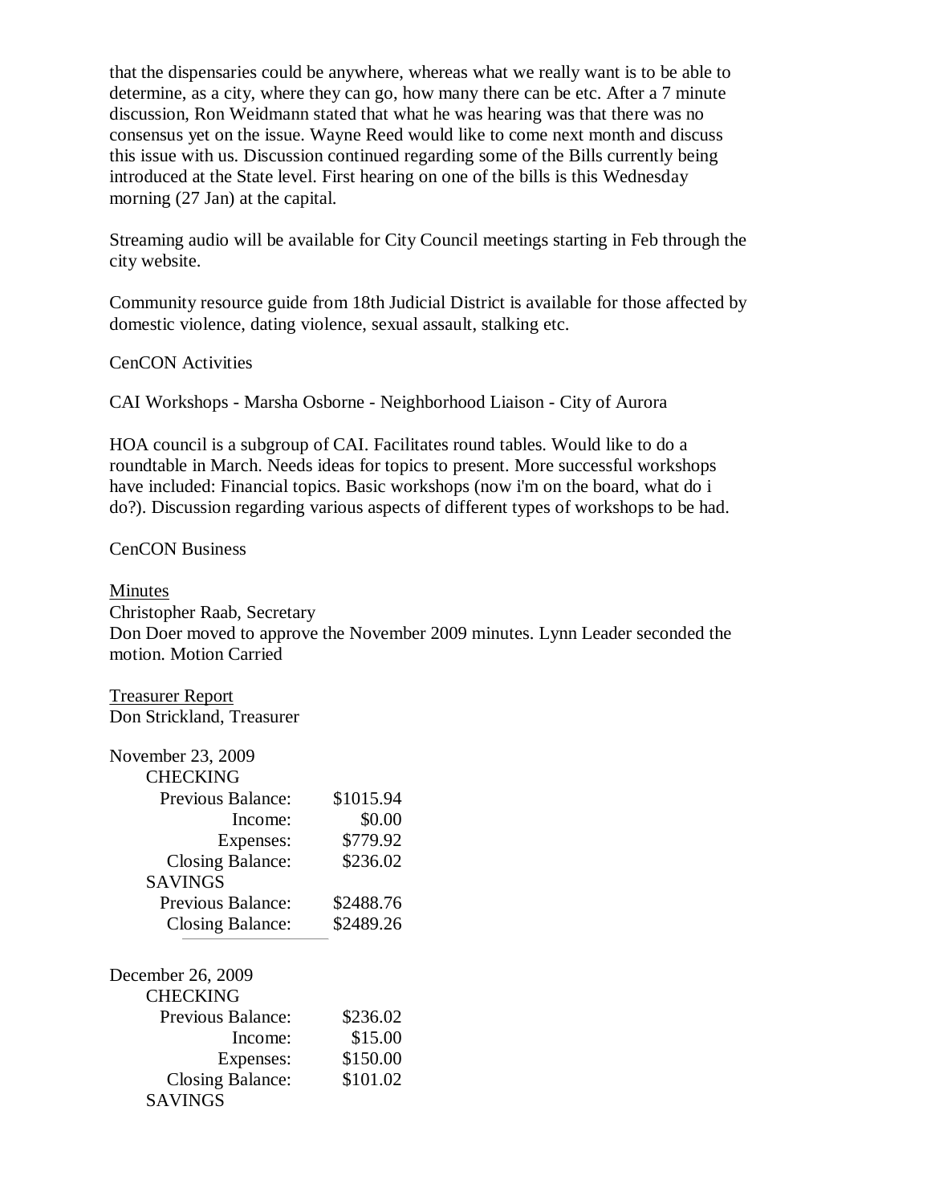that the dispensaries could be anywhere, whereas what we really want is to be able to determine, as a city, where they can go, how many there can be etc. After a 7 minute discussion, Ron Weidmann stated that what he was hearing was that there was no consensus yet on the issue. Wayne Reed would like to come next month and discuss this issue with us. Discussion continued regarding some of the Bills currently being introduced at the State level. First hearing on one of the bills is this Wednesday morning (27 Jan) at the capital.

Streaming audio will be available for City Council meetings starting in Feb through the city website.

Community resource guide from 18th Judicial District is available for those affected by domestic violence, dating violence, sexual assault, stalking etc.

CenCON Activities

CAI Workshops - Marsha Osborne - Neighborhood Liaison - City of Aurora

HOA council is a subgroup of CAI. Facilitates round tables. Would like to do a roundtable in March. Needs ideas for topics to present. More successful workshops have included: Financial topics. Basic workshops (now i'm on the board, what do i do?). Discussion regarding various aspects of different types of workshops to be had.

CenCON Business

<u>Minutes</u>
Christopher Raab, Secretary
Don Doer moved to approve the November 2009 minutes. Lynn Leader seconded the motion. Motion Carried

<u>Treasurer Report</u>
Don Strickland, Treasurer

November 23, 2009

| CHECKING | |
|---|---|
| Previous Balance: | $1015.94 |
| Income: | $0.00 |
| Expenses: | $779.92 |
| Closing Balance: | $236.02 |
| SAVINGS | |
| Previous Balance: | $2488.76 |
| Closing Balance: | $2489.26 |

December 26, 2009

| CHECKING | |
|---|---|
| Previous Balance: | $236.02 |
| Income: | $15.00 |
| Expenses: | $150.00 |
| Closing Balance: | $101.02 |
| SAVINGS | |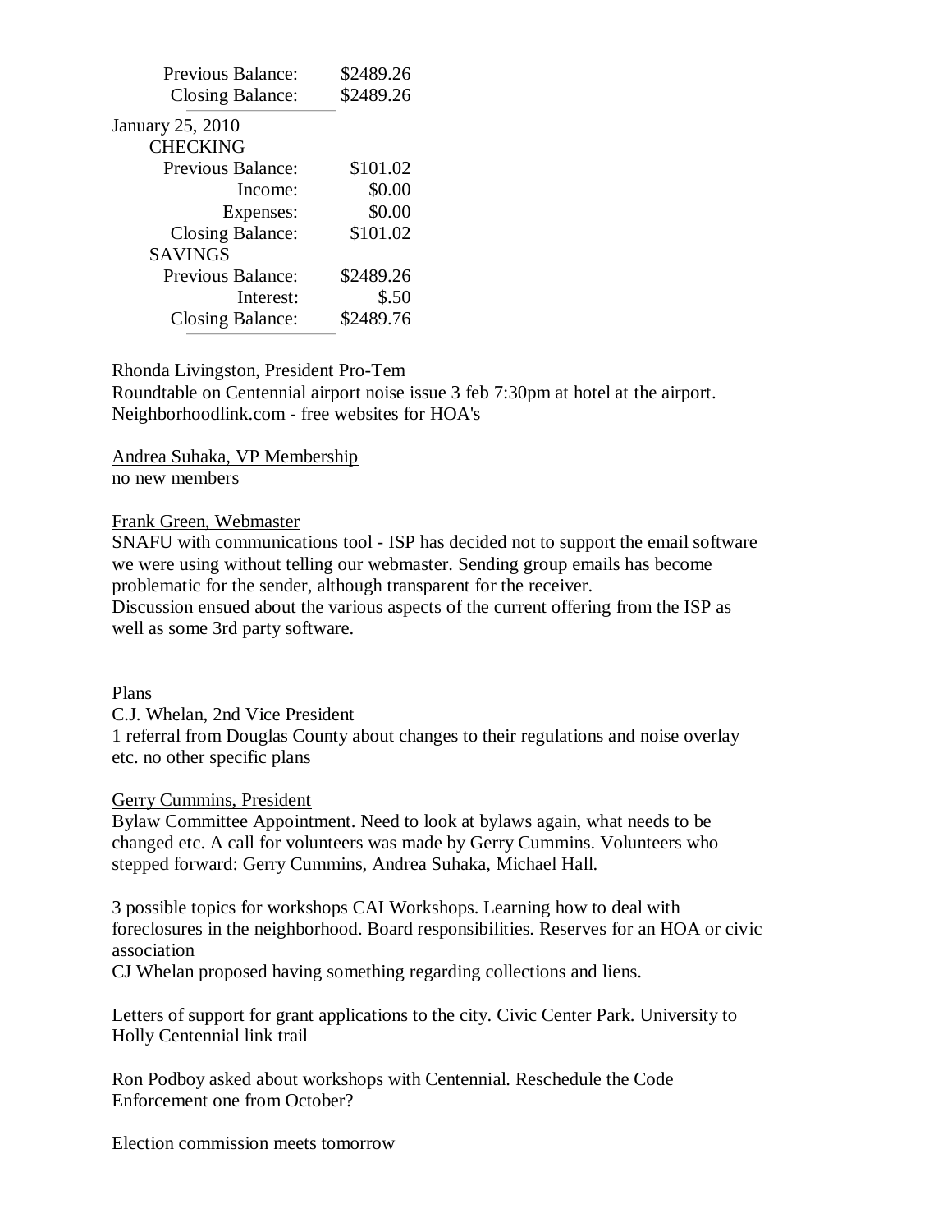| | |
|---|---|
| Previous Balance: | $2489.26 |
| Closing Balance: | $2489.26 |

January 25, 2010

CHECKING

| | |
|---|---|
| Previous Balance: | $101.02 |
| Income: | $0.00 |
| Expenses: | $0.00 |
| Closing Balance: | $101.02 |

SAVINGS

| | |
|---|---|
| Previous Balance: | $2489.26 |
| Interest: | $.50 |
| Closing Balance: | $2489.76 |

Rhonda Livingston, President Pro-Tem
Roundtable on Centennial airport noise issue 3 feb 7:30pm at hotel at the airport.
Neighborhoodlink.com - free websites for HOA's

Andrea Suhaka, VP Membership
no new members

Frank Green, Webmaster
SNAFU with communications tool - ISP has decided not to support the email software we were using without telling our webmaster. Sending group emails has become problematic for the sender, although transparent for the receiver.
Discussion ensued about the various aspects of the current offering from the ISP as well as some 3rd party software.

Plans
C.J. Whelan, 2nd Vice President
1 referral from Douglas County about changes to their regulations and noise overlay etc. no other specific plans

Gerry Cummins, President
Bylaw Committee Appointment. Need to look at bylaws again, what needs to be changed etc. A call for volunteers was made by Gerry Cummins. Volunteers who stepped forward: Gerry Cummins, Andrea Suhaka, Michael Hall.

3 possible topics for workshops CAI Workshops. Learning how to deal with foreclosures in the neighborhood. Board responsibilities. Reserves for an HOA or civic association
CJ Whelan proposed having something regarding collections and liens.

Letters of support for grant applications to the city. Civic Center Park. University to Holly Centennial link trail

Ron Podboy asked about workshops with Centennial. Reschedule the Code Enforcement one from October?

Election commission meets tomorrow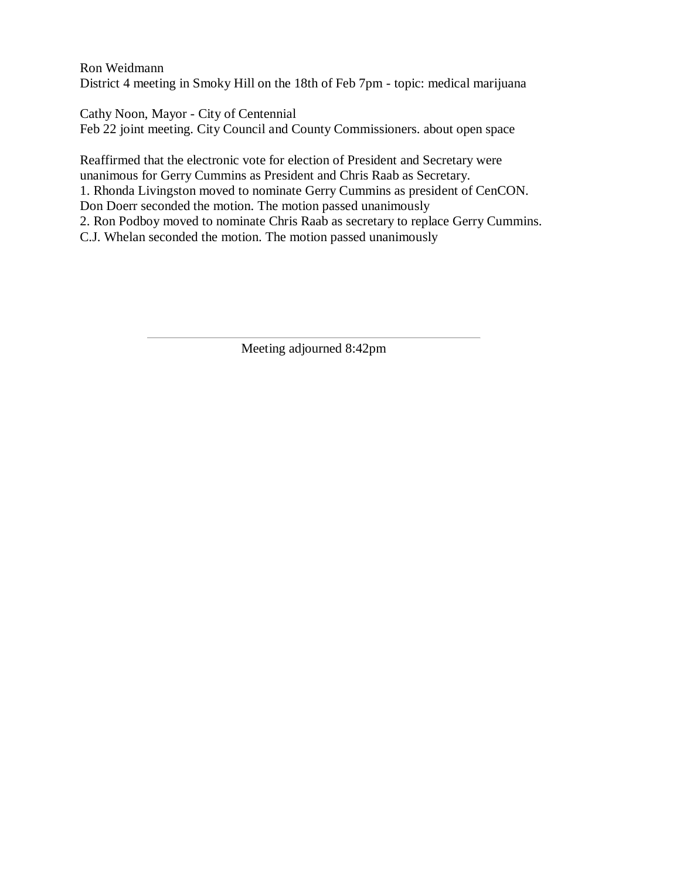Ron Weidmann
District 4 meeting in Smoky Hill on the 18th of Feb 7pm - topic: medical marijuana

Cathy Noon, Mayor - City of Centennial
Feb 22 joint meeting. City Council and County Commissioners. about open space

Reaffirmed that the electronic vote for election of President and Secretary were unanimous for Gerry Cummins as President and Chris Raab as Secretary.

1. Rhonda Livingston moved to nominate Gerry Cummins as president of CenCON. Don Doerr seconded the motion. The motion passed unanimously
2. Ron Podboy moved to nominate Chris Raab as secretary to replace Gerry Cummins. C.J. Whelan seconded the motion. The motion passed unanimously

---

Meeting adjourned 8:42pm